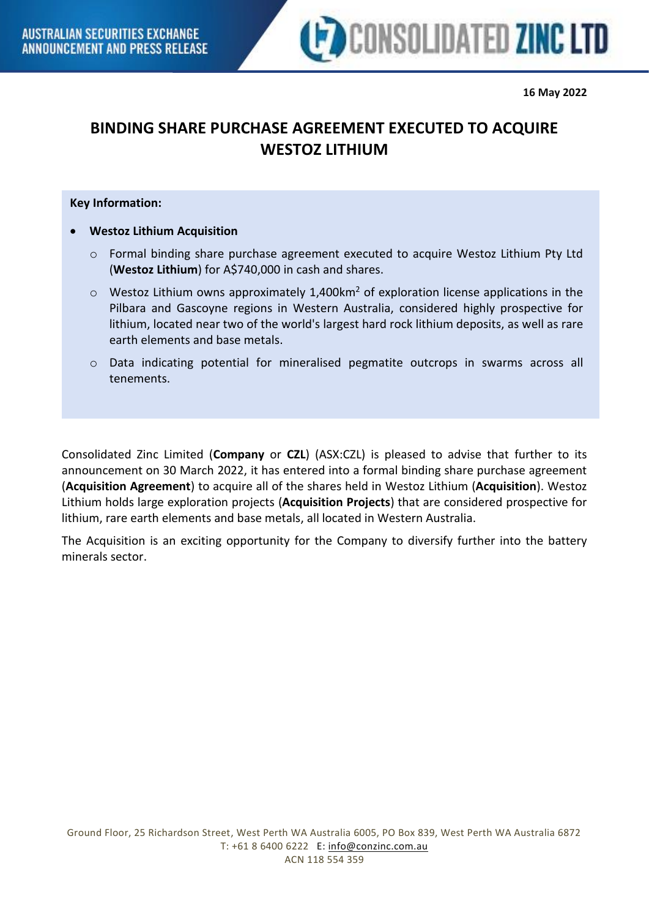16 May 2022

# BINDING SHARE PURCHASE AGREEMENT EXECUTED TO ACQUIRE WESTOZ LITHIUM

**Key Information:**

- **Westoz Lithium Acquisition**
  - Formal binding share purchase agreement executed to acquire Westoz Lithium Pty Ltd (**Westoz Lithium**) for A$740,000 in cash and shares.
  - Westoz Lithium owns approximately 1,400km$^2$ of exploration license applications in the Pilbara and Gascoyne regions in Western Australia, considered highly prospective for lithium, located near two of the world's largest hard rock lithium deposits, as well as rare earth elements and base metals.
  - Data indicating potential for mineralised pegmatite outcrops in swarms across all tenements.

Consolidated Zinc Limited (**Company** or **CZL**) (ASX:CZL) is pleased to advise that further to its announcement on 30 March 2022, it has entered into a formal binding share purchase agreement (**Acquisition Agreement**) to acquire all of the shares held in Westoz Lithium (**Acquisition**). Westoz Lithium holds large exploration projects (**Acquisition Projects**) that are considered prospective for lithium, rare earth elements and base metals, all located in Western Australia.

The Acquisition is an exciting opportunity for the Company to diversify further into the battery minerals sector.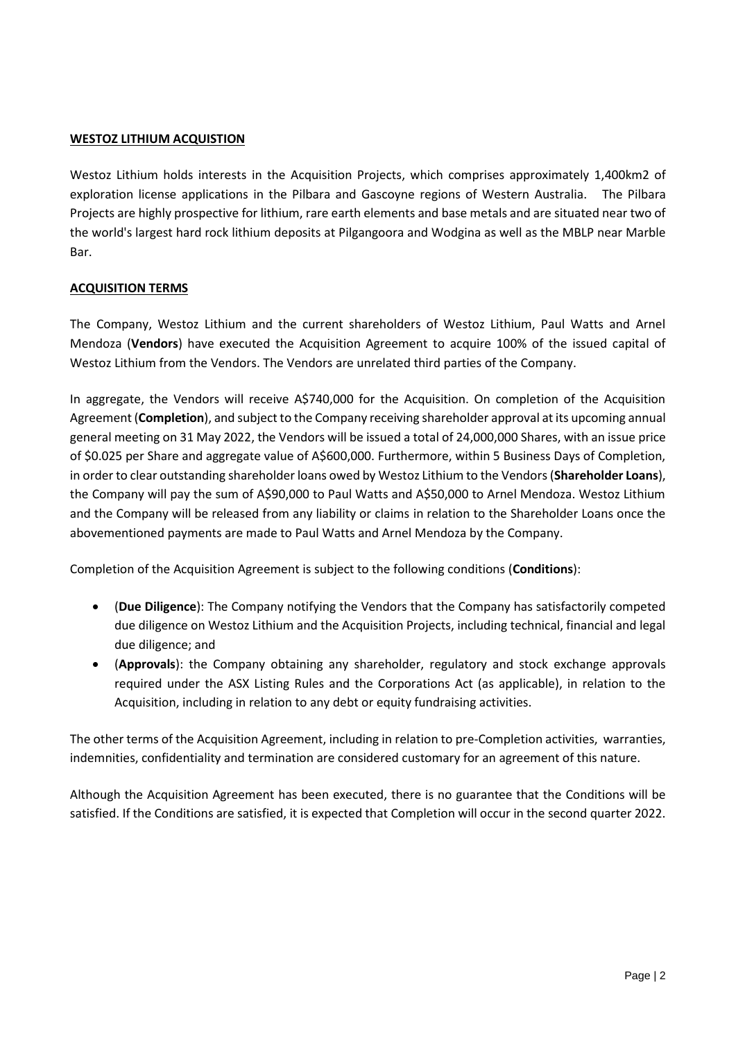## WESTOZ LITHIUM ACQUISTION

Westoz Lithium holds interests in the Acquisition Projects, which comprises approximately 1,400km2 of exploration license applications in the Pilbara and Gascoyne regions of Western Australia. The Pilbara Projects are highly prospective for lithium, rare earth elements and base metals and are situated near two of the world's largest hard rock lithium deposits at Pilgangoora and Wodgina as well as the MBLP near Marble Bar.

## ACQUISITION TERMS

The Company, Westoz Lithium and the current shareholders of Westoz Lithium, Paul Watts and Arnel Mendoza (**Vendors**) have executed the Acquisition Agreement to acquire 100% of the issued capital of Westoz Lithium from the Vendors. The Vendors are unrelated third parties of the Company.

In aggregate, the Vendors will receive A$740,000 for the Acquisition. On completion of the Acquisition Agreement (**Completion**), and subject to the Company receiving shareholder approval at its upcoming annual general meeting on 31 May 2022, the Vendors will be issued a total of 24,000,000 Shares, with an issue price of $0.025 per Share and aggregate value of A$600,000. Furthermore, within 5 Business Days of Completion, in order to clear outstanding shareholder loans owed by Westoz Lithium to the Vendors (**Shareholder Loans**), the Company will pay the sum of A$90,000 to Paul Watts and A$50,000 to Arnel Mendoza. Westoz Lithium and the Company will be released from any liability or claims in relation to the Shareholder Loans once the abovementioned payments are made to Paul Watts and Arnel Mendoza by the Company.

Completion of the Acquisition Agreement is subject to the following conditions (**Conditions**):

- (**Due Diligence**): The Company notifying the Vendors that the Company has satisfactorily competed due diligence on Westoz Lithium and the Acquisition Projects, including technical, financial and legal due diligence; and
- (**Approvals**): the Company obtaining any shareholder, regulatory and stock exchange approvals required under the ASX Listing Rules and the Corporations Act (as applicable), in relation to the Acquisition, including in relation to any debt or equity fundraising activities.

The other terms of the Acquisition Agreement, including in relation to pre-Completion activities, warranties, indemnities, confidentiality and termination are considered customary for an agreement of this nature.

Although the Acquisition Agreement has been executed, there is no guarantee that the Conditions will be satisfied. If the Conditions are satisfied, it is expected that Completion will occur in the second quarter 2022.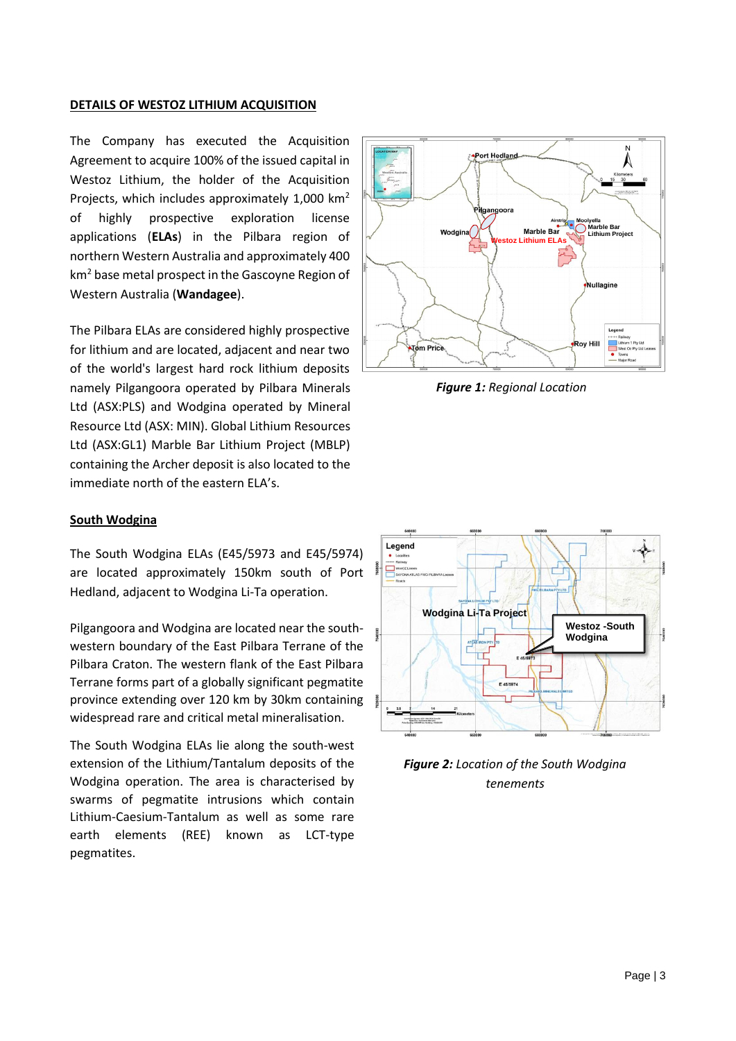## DETAILS OF WESTOZ LITHIUM ACQUISITION

The Company has executed the Acquisition Agreement to acquire 100% of the issued capital in Westoz Lithium, the holder of the Acquisition Projects, which includes approximately 1,000 km$^2$ of highly prospective exploration license applications (**ELAs**) in the Pilbara region of northern Western Australia and approximately 400 km$^2$ base metal prospect in the Gascoyne Region of Western Australia (**Wandagee**).

The Pilbara ELAs are considered highly prospective for lithium and are located, adjacent and near two of the world's largest hard rock lithium deposits namely Pilgangoora operated by Pilbara Minerals Ltd (ASX:PLS) and Wodgina operated by Mineral Resource Ltd (ASX: MIN). Global Lithium Resources Ltd (ASX:GL1) Marble Bar Lithium Project (MBLP) containing the Archer deposit is also located to the immediate north of the eastern ELA's.

***Figure 1:*** *Regional Location*

### South Wodgina

The South Wodgina ELAs (E45/5973 and E45/5974) are located approximately 150km south of Port Hedland, adjacent to Wodgina Li-Ta operation.

Pilgangoora and Wodgina are located near the south-western boundary of the East Pilbara Terrane of the Pilbara Craton. The western flank of the East Pilbara Terrane forms part of a globally significant pegmatite province extending over 120 km by 30km containing widespread rare and critical metal mineralisation.

The South Wodgina ELAs lie along the south-west extension of the Lithium/Tantalum deposits of the Wodgina operation. The area is characterised by swarms of pegmatite intrusions which contain Lithium-Caesium-Tantalum as well as some rare earth elements (REE) known as LCT-type pegmatites.

***Figure 2:*** *Location of the South Wodgina tenements*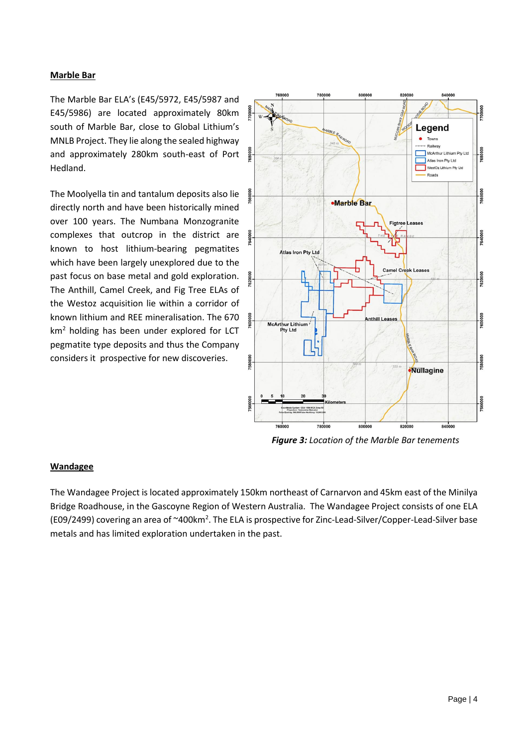## Marble Bar

The Marble Bar ELA's (E45/5972, E45/5987 and E45/5986) are located approximately 80km south of Marble Bar, close to Global Lithium's MNLB Project. They lie along the sealed highway and approximately 280km south-east of Port Hedland.

The Moolyella tin and tantalum deposits also lie directly north and have been historically mined over 100 years. The Numbana Monzogranite complexes that outcrop in the district are known to host lithium-bearing pegmatites which have been largely unexplored due to the past focus on base metal and gold exploration. The Anthill, Camel Creek, and Fig Tree ELAs of the Westoz acquisition lie within a corridor of known lithium and REE mineralisation. The 670 km$^2$ holding has been under explored for LCT pegmatite type deposits and thus the Company considers it prospective for new discoveries.

***Figure 3:*** *Location of the Marble Bar tenements*

## Wandagee

The Wandagee Project is located approximately 150km northeast of Carnarvon and 45km east of the Minilya Bridge Roadhouse, in the Gascoyne Region of Western Australia. The Wandagee Project consists of one ELA (E09/2499) covering an area of ~400km$^2$. The ELA is prospective for Zinc-Lead-Silver/Copper-Lead-Silver base metals and has limited exploration undertaken in the past.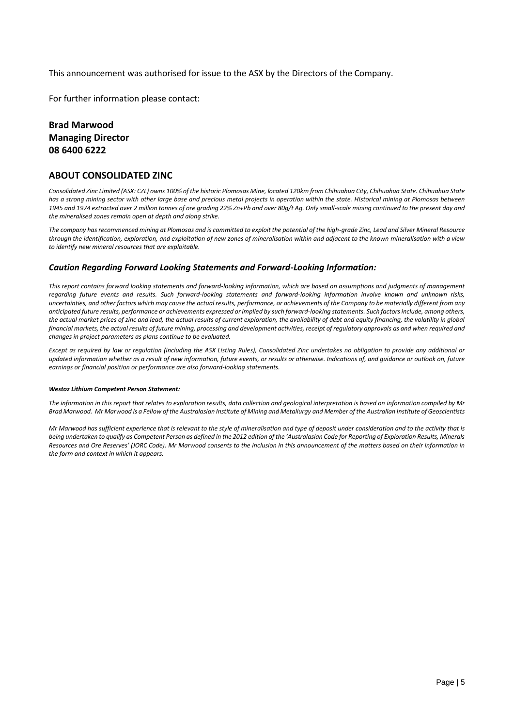This announcement was authorised for issue to the ASX by the Directors of the Company.

For further information please contact:

**Brad Marwood**
**Managing Director**
**08 6400 6222**

## ABOUT CONSOLIDATED ZINC

*Consolidated Zinc Limited (ASX: CZL) owns 100% of the historic Plomosas Mine, located 120km from Chihuahua City, Chihuahua State. Chihuahua State has a strong mining sector with other large base and precious metal projects in operation within the state. Historical mining at Plomosas between 1945 and 1974 extracted over 2 million tonnes of ore grading 22% Zn+Pb and over 80g/t Ag. Only small-scale mining continued to the present day and the mineralised zones remain open at depth and along strike.*

*The company has recommenced mining at Plomosas and is committed to exploit the potential of the high-grade Zinc, Lead and Silver Mineral Resource through the identification, exploration, and exploitation of new zones of mineralisation within and adjacent to the known mineralisation with a view to identify new mineral resources that are exploitable.*

### *Caution Regarding Forward Looking Statements and Forward-Looking Information:*

*This report contains forward looking statements and forward-looking information, which are based on assumptions and judgments of management regarding future events and results. Such forward-looking statements and forward-looking information involve known and unknown risks, uncertainties, and other factors which may cause the actual results, performance, or achievements of the Company to be materially different from any anticipated future results, performance or achievements expressed or implied by such forward-looking statements. Such factors include, among others, the actual market prices of zinc and lead, the actual results of current exploration, the availability of debt and equity financing, the volatility in global financial markets, the actual results of future mining, processing and development activities, receipt of regulatory approvals as and when required and changes in project parameters as plans continue to be evaluated.*

*Except as required by law or regulation (including the ASX Listing Rules), Consolidated Zinc undertakes no obligation to provide any additional or updated information whether as a result of new information, future events, or results or otherwise. Indications of, and guidance or outlook on, future earnings or financial position or performance are also forward-looking statements.*

***Westoz Lithium Competent Person Statement:***

*The information in this report that relates to exploration results, data collection and geological interpretation is based on information compiled by Mr Brad Marwood. Mr Marwood is a Fellow of the Australasian Institute of Mining and Metallurgy and Member of the Australian Institute of Geoscientists*

*Mr Marwood has sufficient experience that is relevant to the style of mineralisation and type of deposit under consideration and to the activity that is being undertaken to qualify as Competent Person as defined in the 2012 edition of the 'Australasian Code for Reporting of Exploration Results, Minerals Resources and Ore Reserves' (JORC Code). Mr Marwood consents to the inclusion in this announcement of the matters based on their information in the form and context in which it appears.*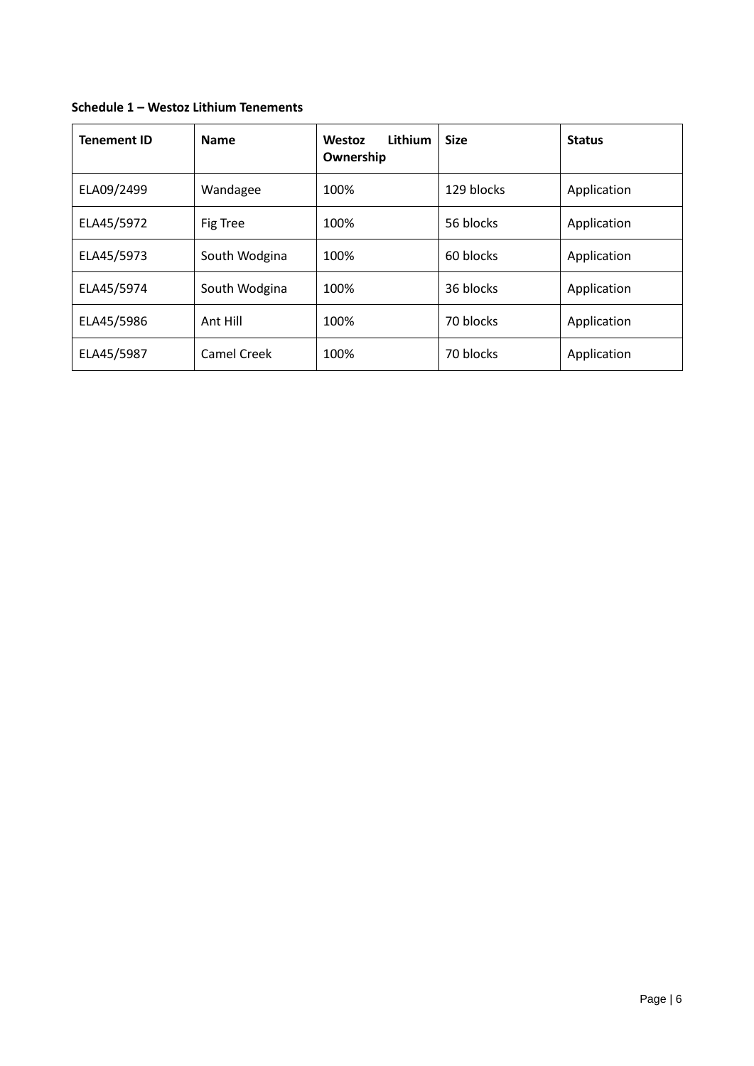**Schedule 1 – Westoz Lithium Tenements**

| Tenement ID | Name | Westoz Lithium Ownership | Size | Status |
|---|---|---|---|---|
| ELA09/2499 | Wandagee | 100% | 129 blocks | Application |
| ELA45/5972 | Fig Tree | 100% | 56 blocks | Application |
| ELA45/5973 | South Wodgina | 100% | 60 blocks | Application |
| ELA45/5974 | South Wodgina | 100% | 36 blocks | Application |
| ELA45/5986 | Ant Hill | 100% | 70 blocks | Application |
| ELA45/5987 | Camel Creek | 100% | 70 blocks | Application |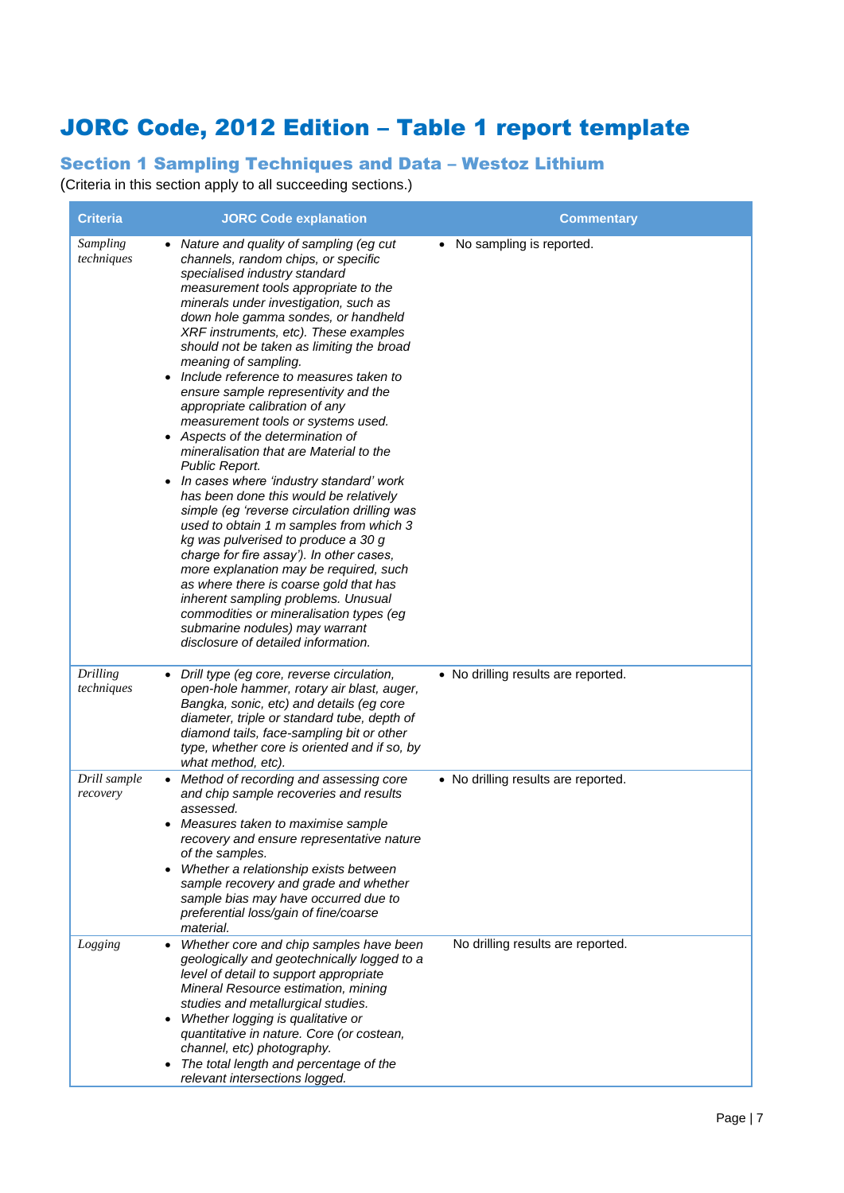# JORC Code, 2012 Edition – Table 1 report template

## Section 1 Sampling Techniques and Data – Westoz Lithium

(Criteria in this section apply to all succeeding sections.)

| Criteria | JORC Code explanation | Commentary |
|---|---|---|
| *Sampling techniques* | • *Nature and quality of sampling (eg cut channels, random chips, or specific specialised industry standard measurement tools appropriate to the minerals under investigation, such as down hole gamma sondes, or handheld XRF instruments, etc). These examples should not be taken as limiting the broad meaning of sampling.*<br>• *Include reference to measures taken to ensure sample representivity and the appropriate calibration of any measurement tools or systems used.*<br>• *Aspects of the determination of mineralisation that are Material to the Public Report.*<br>• *In cases where 'industry standard' work has been done this would be relatively simple (eg 'reverse circulation drilling was used to obtain 1 m samples from which 3 kg was pulverised to produce a 30 g charge for fire assay'). In other cases, more explanation may be required, such as where there is coarse gold that has inherent sampling problems. Unusual commodities or mineralisation types (eg submarine nodules) may warrant disclosure of detailed information.* | • No sampling is reported. |
| *Drilling techniques* | • *Drill type (eg core, reverse circulation, open-hole hammer, rotary air blast, auger, Bangka, sonic, etc) and details (eg core diameter, triple or standard tube, depth of diamond tails, face-sampling bit or other type, whether core is oriented and if so, by what method, etc).* | • No drilling results are reported. |
| *Drill sample recovery* | • *Method of recording and assessing core and chip sample recoveries and results assessed.*<br>• *Measures taken to maximise sample recovery and ensure representative nature of the samples.*<br>• *Whether a relationship exists between sample recovery and grade and whether sample bias may have occurred due to preferential loss/gain of fine/coarse material.* | • No drilling results are reported. |
| *Logging* | • *Whether core and chip samples have been geologically and geotechnically logged to a level of detail to support appropriate Mineral Resource estimation, mining studies and metallurgical studies.*<br>• *Whether logging is qualitative or quantitative in nature. Core (or costean, channel, etc) photography.*<br>• *The total length and percentage of the relevant intersections logged.* | No drilling results are reported. |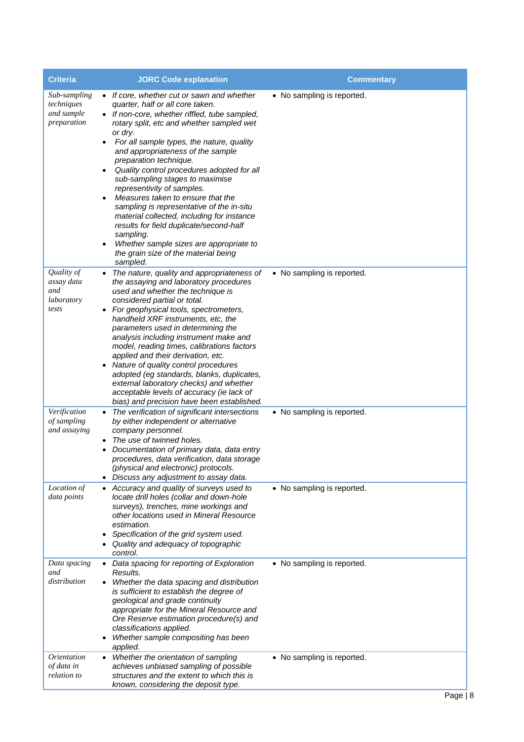| Criteria | JORC Code explanation | Commentary |
|---|---|---|
| *Sub-sampling techniques and sample preparation* | • *If core, whether cut or sawn and whether quarter, half or all core taken.*<br>• *If non-core, whether riffled, tube sampled, rotary split, etc and whether sampled wet or dry.*<br>• *For all sample types, the nature, quality and appropriateness of the sample preparation technique.*<br>• *Quality control procedures adopted for all sub-sampling stages to maximise representivity of samples.*<br>• *Measures taken to ensure that the sampling is representative of the in-situ material collected, including for instance results for field duplicate/second-half sampling.*<br>• *Whether sample sizes are appropriate to the grain size of the material being sampled.* | • No sampling is reported. |
| *Quality of assay data and laboratory tests* | • *The nature, quality and appropriateness of the assaying and laboratory procedures used and whether the technique is considered partial or total.*<br>• *For geophysical tools, spectrometers, handheld XRF instruments, etc, the parameters used in determining the analysis including instrument make and model, reading times, calibrations factors applied and their derivation, etc.*<br>• *Nature of quality control procedures adopted (eg standards, blanks, duplicates, external laboratory checks) and whether acceptable levels of accuracy (ie lack of bias) and precision have been established.* | • No sampling is reported. |
| *Verification of sampling and assaying* | • *The verification of significant intersections by either independent or alternative company personnel.*<br>• *The use of twinned holes.*<br>• *Documentation of primary data, data entry procedures, data verification, data storage (physical and electronic) protocols.*<br>• *Discuss any adjustment to assay data.* | • No sampling is reported. |
| *Location of data points* | • *Accuracy and quality of surveys used to locate drill holes (collar and down-hole surveys), trenches, mine workings and other locations used in Mineral Resource estimation.*<br>• *Specification of the grid system used.*<br>• *Quality and adequacy of topographic control.* | • No sampling is reported. |
| *Data spacing and distribution* | • *Data spacing for reporting of Exploration Results.*<br>• *Whether the data spacing and distribution is sufficient to establish the degree of geological and grade continuity appropriate for the Mineral Resource and Ore Reserve estimation procedure(s) and classifications applied.*<br>• *Whether sample compositing has been applied.* | • No sampling is reported. |
| *Orientation of data in relation to* | • *Whether the orientation of sampling achieves unbiased sampling of possible structures and the extent to which this is known, considering the deposit type.* | • No sampling is reported. |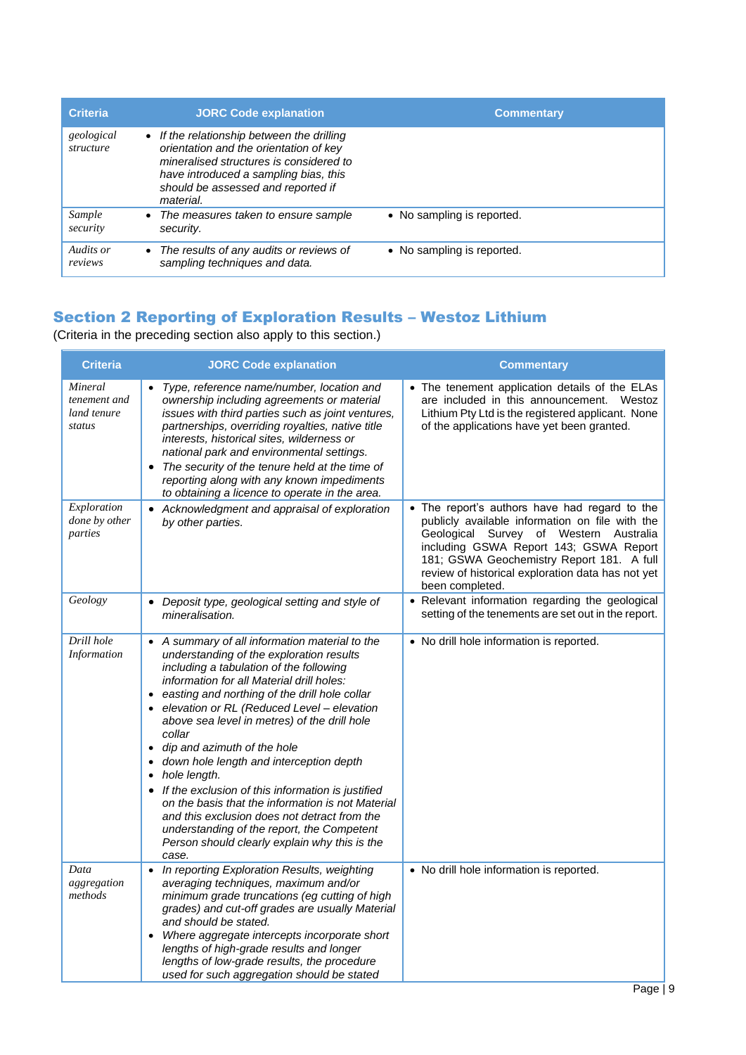| Criteria | JORC Code explanation | Commentary |
|---|---|---|
| *geological structure* | • *If the relationship between the drilling orientation and the orientation of key mineralised structures is considered to have introduced a sampling bias, this should be assessed and reported if material.* | |
| *Sample security* | • *The measures taken to ensure sample security.* | • No sampling is reported. |
| *Audits or reviews* | • *The results of any audits or reviews of sampling techniques and data.* | • No sampling is reported. |

## Section 2 Reporting of Exploration Results – Westoz Lithium

(Criteria in the preceding section also apply to this section.)

| Criteria | JORC Code explanation | Commentary |
|---|---|---|
| *Mineral tenement and land tenure status* | • *Type, reference name/number, location and ownership including agreements or material issues with third parties such as joint ventures, partnerships, overriding royalties, native title interests, historical sites, wilderness or national park and environmental settings.*<br>• *The security of the tenure held at the time of reporting along with any known impediments to obtaining a licence to operate in the area.* | • The tenement application details of the ELAs are included in this announcement. Westoz Lithium Pty Ltd is the registered applicant. None of the applications have yet been granted. |
| *Exploration done by other parties* | • *Acknowledgment and appraisal of exploration by other parties.* | • The report's authors have had regard to the publicly available information on file with the Geological Survey of Western Australia including GSWA Report 143; GSWA Report 181; GSWA Geochemistry Report 181. A full review of historical exploration data has not yet been completed. |
| *Geology* | • *Deposit type, geological setting and style of mineralisation.* | • Relevant information regarding the geological setting of the tenements are set out in the report. |
| *Drill hole Information* | • *A summary of all information material to the understanding of the exploration results including a tabulation of the following information for all Material drill holes:*<br>• *easting and northing of the drill hole collar*<br>• *elevation or RL (Reduced Level – elevation above sea level in metres) of the drill hole collar*<br>• *dip and azimuth of the hole*<br>• *down hole length and interception depth*<br>• *hole length.*<br>• *If the exclusion of this information is justified on the basis that the information is not Material and this exclusion does not detract from the understanding of the report, the Competent Person should clearly explain why this is the case.* | • No drill hole information is reported. |
| *Data aggregation methods* | • *In reporting Exploration Results, weighting averaging techniques, maximum and/or minimum grade truncations (eg cutting of high grades) and cut-off grades are usually Material and should be stated.*<br>• *Where aggregate intercepts incorporate short lengths of high-grade results and longer lengths of low-grade results, the procedure used for such aggregation should be stated* | • No drill hole information is reported. |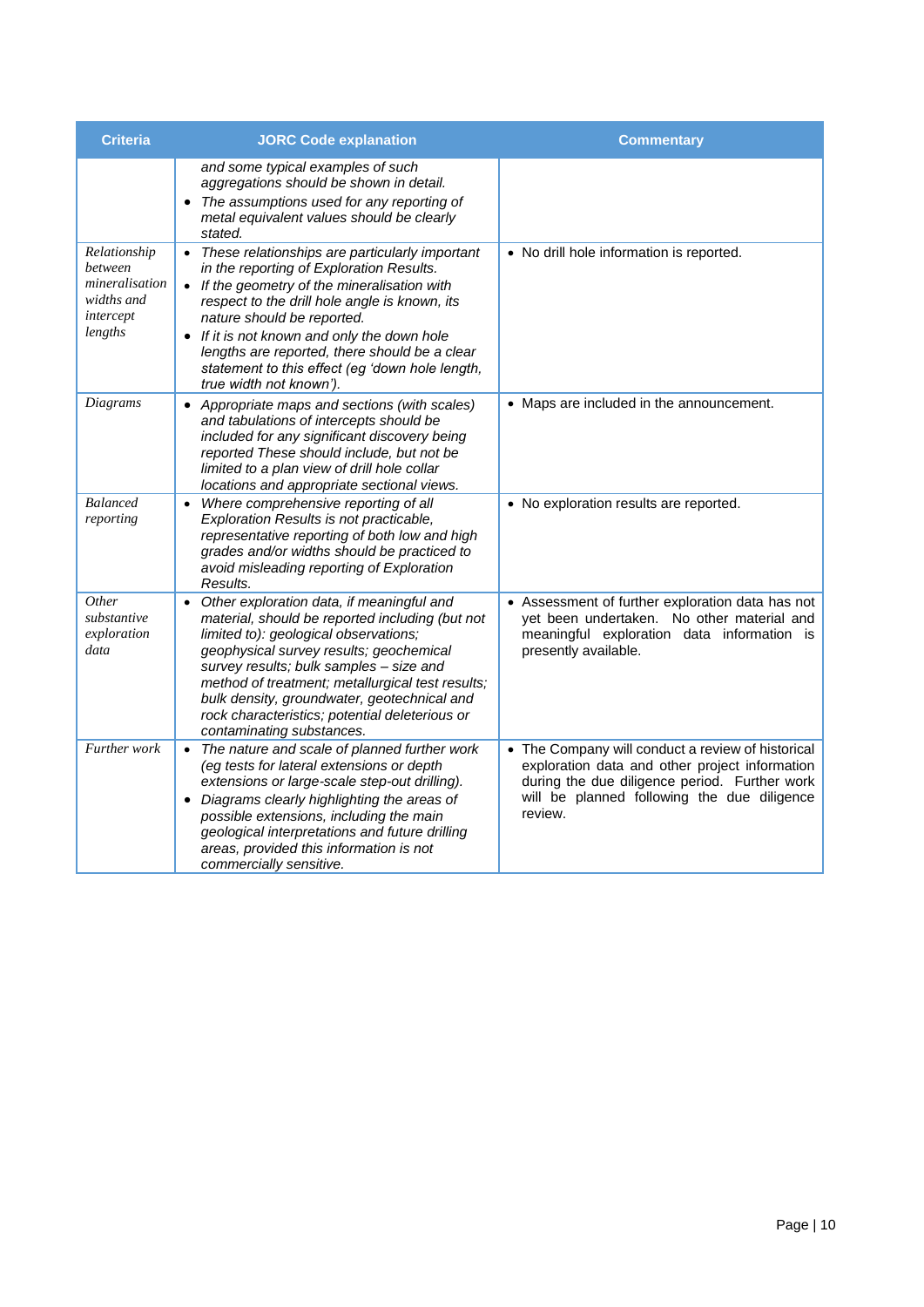| Criteria | JORC Code explanation | Commentary |
|---|---|---|
| | *and some typical examples of such aggregations should be shown in detail.*<br>• *The assumptions used for any reporting of metal equivalent values should be clearly stated.* | |
| *Relationship between mineralisation widths and intercept lengths* | • *These relationships are particularly important in the reporting of Exploration Results.*<br>• *If the geometry of the mineralisation with respect to the drill hole angle is known, its nature should be reported.*<br>• *If it is not known and only the down hole lengths are reported, there should be a clear statement to this effect (eg 'down hole length, true width not known').* | • No drill hole information is reported. |
| *Diagrams* | • *Appropriate maps and sections (with scales) and tabulations of intercepts should be included for any significant discovery being reported These should include, but not be limited to a plan view of drill hole collar locations and appropriate sectional views.* | • Maps are included in the announcement. |
| *Balanced reporting* | • *Where comprehensive reporting of all Exploration Results is not practicable, representative reporting of both low and high grades and/or widths should be practiced to avoid misleading reporting of Exploration Results.* | • No exploration results are reported. |
| *Other substantive exploration data* | • *Other exploration data, if meaningful and material, should be reported including (but not limited to): geological observations; geophysical survey results; geochemical survey results; bulk samples – size and method of treatment; metallurgical test results; bulk density, groundwater, geotechnical and rock characteristics; potential deleterious or contaminating substances.* | • Assessment of further exploration data has not yet been undertaken. No other material and meaningful exploration data information is presently available. |
| *Further work* | • *The nature and scale of planned further work (eg tests for lateral extensions or depth extensions or large-scale step-out drilling).*<br>• *Diagrams clearly highlighting the areas of possible extensions, including the main geological interpretations and future drilling areas, provided this information is not commercially sensitive.* | • The Company will conduct a review of historical exploration data and other project information during the due diligence period. Further work will be planned following the due diligence review. |